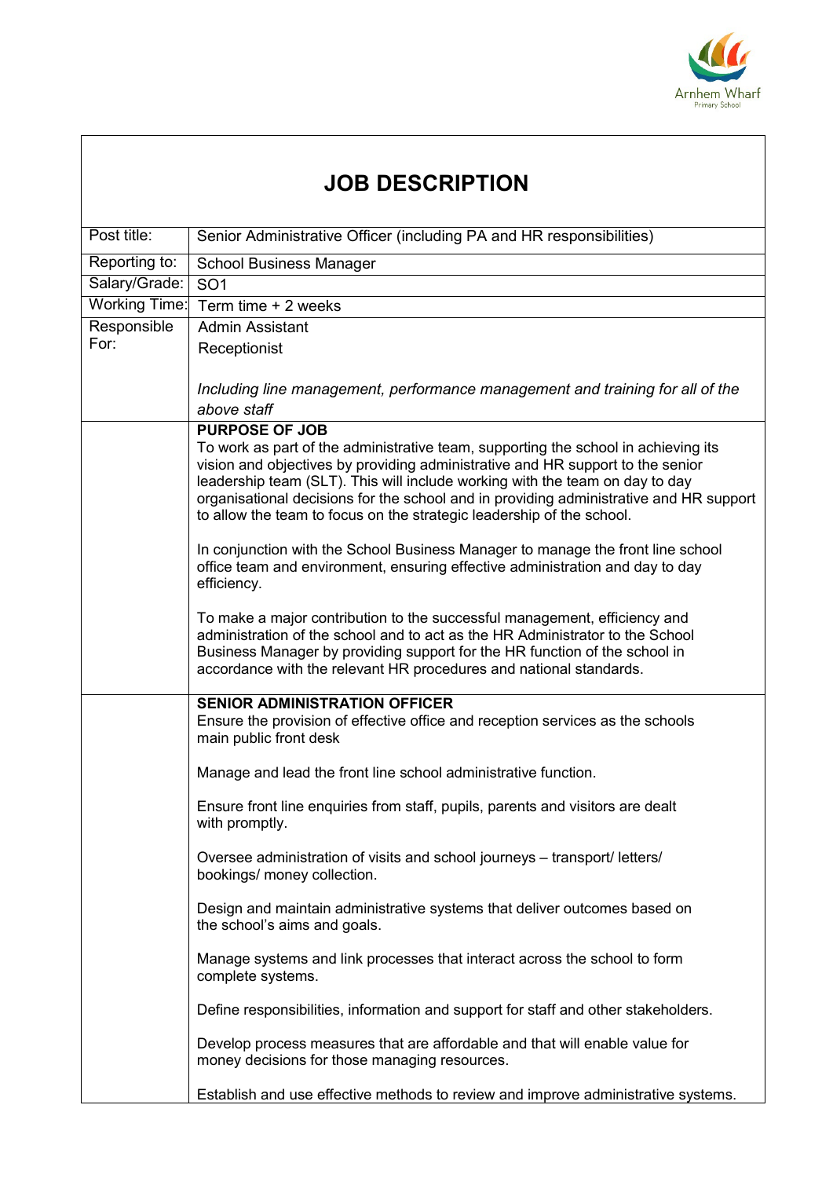# JOB DESCRIPTION

| | |
|---|---|
| Post title: | Senior Administrative Officer (including PA and HR responsibilities) |
| Reporting to: | School Business Manager |
| Salary/Grade: | SO1 |
| Working Time: | Term time + 2 weeks |
| Responsible For: | Admin Assistant<br>Receptionist<br><br>*Including line management, performance management and training for all of the above staff* |

## PURPOSE OF JOB

To work as part of the administrative team, supporting the school in achieving its vision and objectives by providing administrative and HR support to the senior leadership team (SLT). This will include working with the team on day to day organisational decisions for the school and in providing administrative and HR support to allow the team to focus on the strategic leadership of the school.

In conjunction with the School Business Manager to manage the front line school office team and environment, ensuring effective administration and day to day efficiency.

To make a major contribution to the successful management, efficiency and administration of the school and to act as the HR Administrator to the School Business Manager by providing support for the HR function of the school in accordance with the relevant HR procedures and national standards.

## SENIOR ADMINISTRATION OFFICER

Ensure the provision of effective office and reception services as the schools main public front desk

Manage and lead the front line school administrative function.

Ensure front line enquiries from staff, pupils, parents and visitors are dealt with promptly.

Oversee administration of visits and school journeys – transport/ letters/ bookings/ money collection.

Design and maintain administrative systems that deliver outcomes based on the school's aims and goals.

Manage systems and link processes that interact across the school to form complete systems.

Define responsibilities, information and support for staff and other stakeholders.

Develop process measures that are affordable and that will enable value for money decisions for those managing resources.

Establish and use effective methods to review and improve administrative systems.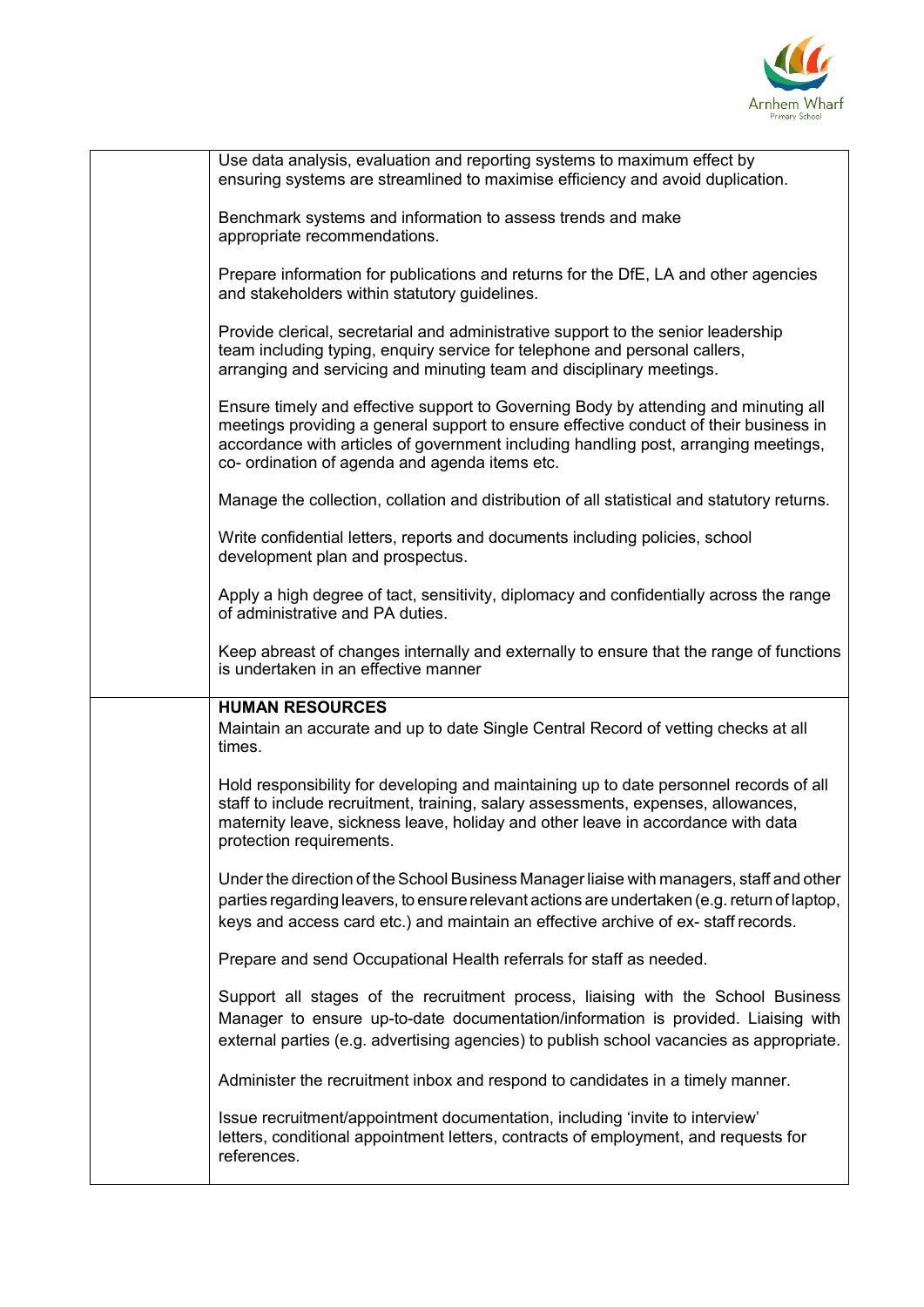| | |
|---|---|
| | Use data analysis, evaluation and reporting systems to maximum effect by ensuring systems are streamlined to maximise efficiency and avoid duplication.<br><br>Benchmark systems and information to assess trends and make appropriate recommendations.<br><br>Prepare information for publications and returns for the DfE, LA and other agencies and stakeholders within statutory guidelines.<br><br>Provide clerical, secretarial and administrative support to the senior leadership team including typing, enquiry service for telephone and personal callers, arranging and servicing and minuting team and disciplinary meetings.<br><br>Ensure timely and effective support to Governing Body by attending and minuting all meetings providing a general support to ensure effective conduct of their business in accordance with articles of government including handling post, arranging meetings, co- ordination of agenda and agenda items etc.<br><br>Manage the collection, collation and distribution of all statistical and statutory returns.<br><br>Write confidential letters, reports and documents including policies, school development plan and prospectus.<br><br>Apply a high degree of tact, sensitivity, diplomacy and confidentially across the range of administrative and PA duties.<br><br>Keep abreast of changes internally and externally to ensure that the range of functions is undertaken in an effective manner |
| | **HUMAN RESOURCES**<br>Maintain an accurate and up to date Single Central Record of vetting checks at all times.<br><br>Hold responsibility for developing and maintaining up to date personnel records of all staff to include recruitment, training, salary assessments, expenses, allowances, maternity leave, sickness leave, holiday and other leave in accordance with data protection requirements.<br><br>Under the direction of the School Business Manager liaise with managers, staff and other parties regarding leavers, to ensure relevant actions are undertaken (e.g. return of laptop, keys and access card etc.) and maintain an effective archive of ex- staff records.<br><br>Prepare and send Occupational Health referrals for staff as needed.<br><br>Support all stages of the recruitment process, liaising with the School Business Manager to ensure up-to-date documentation/information is provided. Liaising with external parties (e.g. advertising agencies) to publish school vacancies as appropriate.<br><br>Administer the recruitment inbox and respond to candidates in a timely manner.<br><br>Issue recruitment/appointment documentation, including 'invite to interview' letters, conditional appointment letters, contracts of employment, and requests for references. |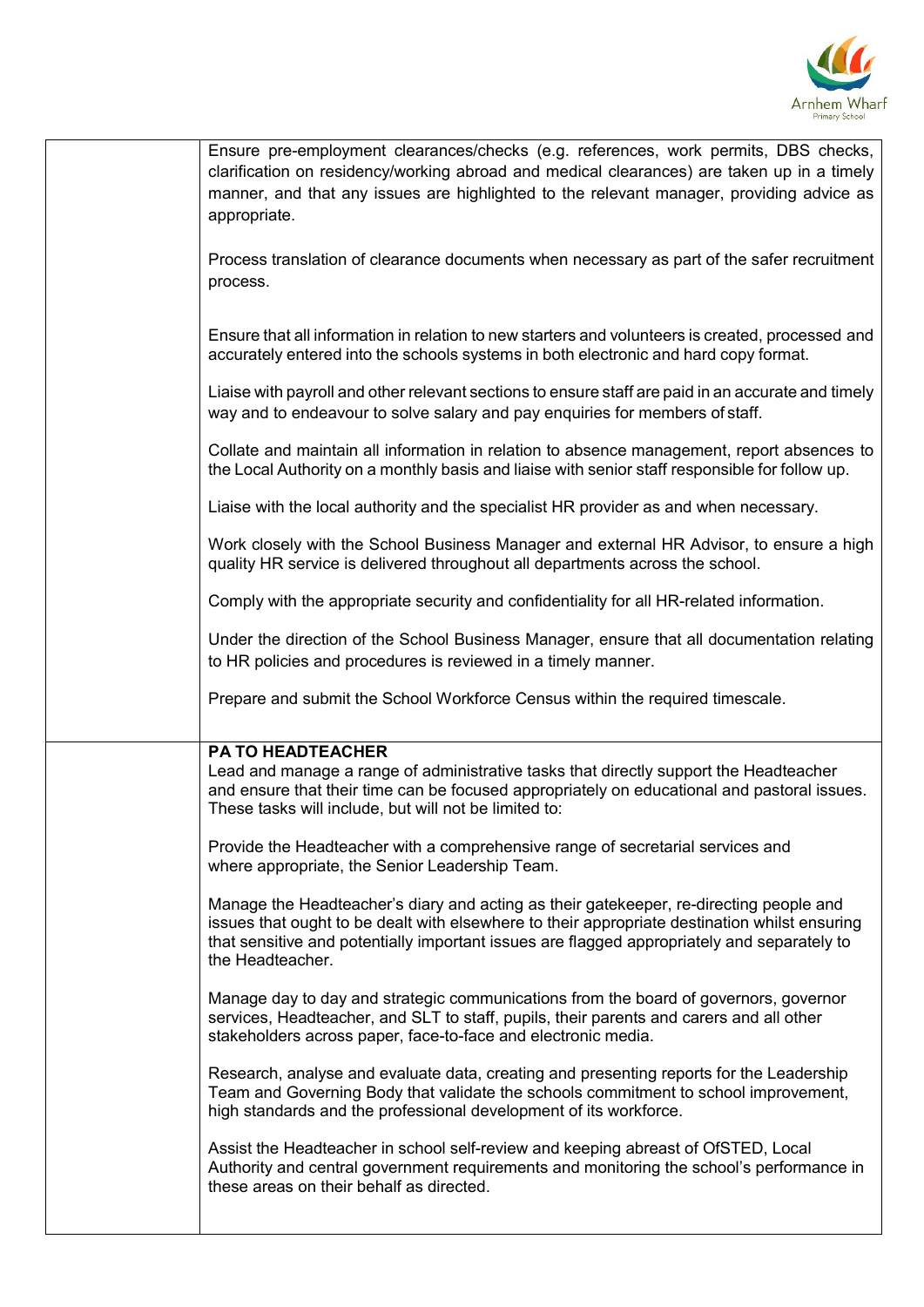| | |
|---|---|
| | Ensure pre-employment clearances/checks (e.g. references, work permits, DBS checks, clarification on residency/working abroad and medical clearances) are taken up in a timely manner, and that any issues are highlighted to the relevant manager, providing advice as appropriate.<br><br>Process translation of clearance documents when necessary as part of the safer recruitment process.<br><br>Ensure that all information in relation to new starters and volunteers is created, processed and accurately entered into the schools systems in both electronic and hard copy format.<br><br>Liaise with payroll and other relevant sections to ensure staff are paid in an accurate and timely way and to endeavour to solve salary and pay enquiries for members of staff.<br><br>Collate and maintain all information in relation to absence management, report absences to the Local Authority on a monthly basis and liaise with senior staff responsible for follow up.<br><br>Liaise with the local authority and the specialist HR provider as and when necessary.<br><br>Work closely with the School Business Manager and external HR Advisor, to ensure a high quality HR service is delivered throughout all departments across the school.<br><br>Comply with the appropriate security and confidentiality for all HR-related information.<br><br>Under the direction of the School Business Manager, ensure that all documentation relating to HR policies and procedures is reviewed in a timely manner.<br><br>Prepare and submit the School Workforce Census within the required timescale. |
| | **PA TO HEADTEACHER**<br>Lead and manage a range of administrative tasks that directly support the Headteacher and ensure that their time can be focused appropriately on educational and pastoral issues. These tasks will include, but will not be limited to:<br><br>Provide the Headteacher with a comprehensive range of secretarial services and where appropriate, the Senior Leadership Team.<br><br>Manage the Headteacher's diary and acting as their gatekeeper, re-directing people and issues that ought to be dealt with elsewhere to their appropriate destination whilst ensuring that sensitive and potentially important issues are flagged appropriately and separately to the Headteacher.<br><br>Manage day to day and strategic communications from the board of governors, governor services, Headteacher, and SLT to staff, pupils, their parents and carers and all other stakeholders across paper, face-to-face and electronic media.<br><br>Research, analyse and evaluate data, creating and presenting reports for the Leadership Team and Governing Body that validate the schools commitment to school improvement, high standards and the professional development of its workforce.<br><br>Assist the Headteacher in school self-review and keeping abreast of OfSTED, Local Authority and central government requirements and monitoring the school's performance in these areas on their behalf as directed. |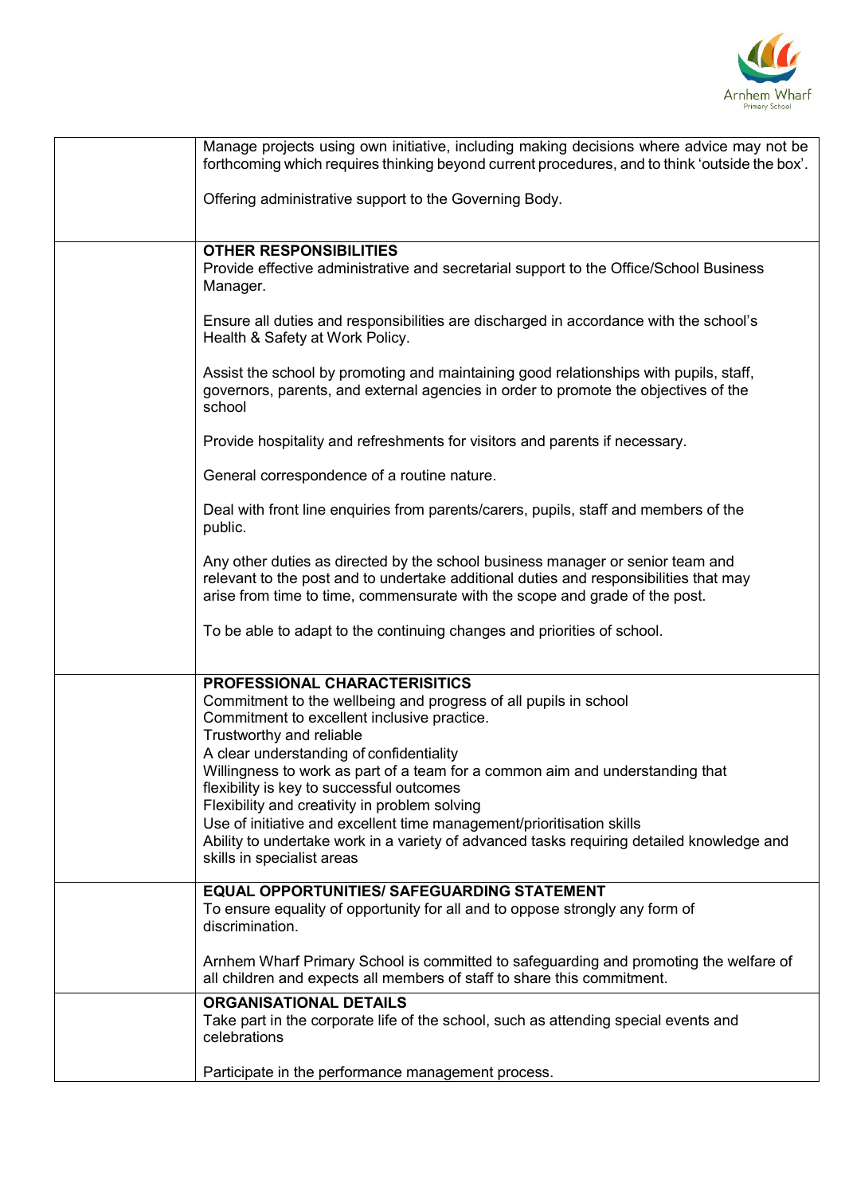| | |
|---|---|
| | Manage projects using own initiative, including making decisions where advice may not be forthcoming which requires thinking beyond current procedures, and to think 'outside the box'.<br><br>Offering administrative support to the Governing Body. |
| | **OTHER RESPONSIBILITIES**<br>Provide effective administrative and secretarial support to the Office/School Business Manager.<br><br>Ensure all duties and responsibilities are discharged in accordance with the school's Health & Safety at Work Policy.<br><br>Assist the school by promoting and maintaining good relationships with pupils, staff, governors, parents, and external agencies in order to promote the objectives of the school<br><br>Provide hospitality and refreshments for visitors and parents if necessary.<br><br>General correspondence of a routine nature.<br><br>Deal with front line enquiries from parents/carers, pupils, staff and members of the public.<br><br>Any other duties as directed by the school business manager or senior team and relevant to the post and to undertake additional duties and responsibilities that may arise from time to time, commensurate with the scope and grade of the post.<br><br>To be able to adapt to the continuing changes and priorities of school. |
| | **PROFESSIONAL CHARACTERISITICS**<br>Commitment to the wellbeing and progress of all pupils in school<br>Commitment to excellent inclusive practice.<br>Trustworthy and reliable<br>A clear understanding of confidentiality<br>Willingness to work as part of a team for a common aim and understanding that flexibility is key to successful outcomes<br>Flexibility and creativity in problem solving<br>Use of initiative and excellent time management/prioritisation skills<br>Ability to undertake work in a variety of advanced tasks requiring detailed knowledge and skills in specialist areas |
| | **EQUAL OPPORTUNITIES/ SAFEGUARDING STATEMENT**<br>To ensure equality of opportunity for all and to oppose strongly any form of discrimination.<br><br>Arnhem Wharf Primary School is committed to safeguarding and promoting the welfare of all children and expects all members of staff to share this commitment. |
| | **ORGANISATIONAL DETAILS**<br>Take part in the corporate life of the school, such as attending special events and celebrations<br><br>Participate in the performance management process. |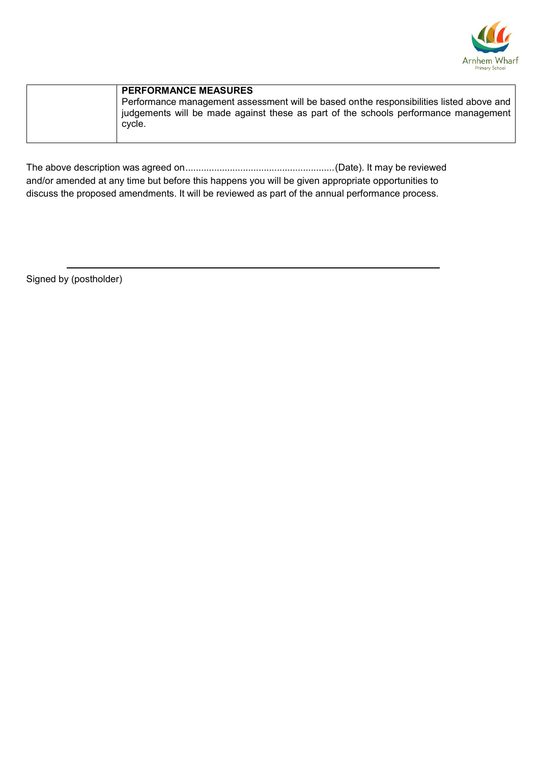| | |
|---|---|
| | **PERFORMANCE MEASURES**<br>Performance management assessment will be based onthe responsibilities listed above and judgements will be made against these as part of the schools performance management cycle. |

The above description was agreed on..........................................................(Date). It may be reviewed and/or amended at any time but before this happens you will be given appropriate opportunities to discuss the proposed amendments. It will be reviewed as part of the annual performance process.

Signed by (postholder)